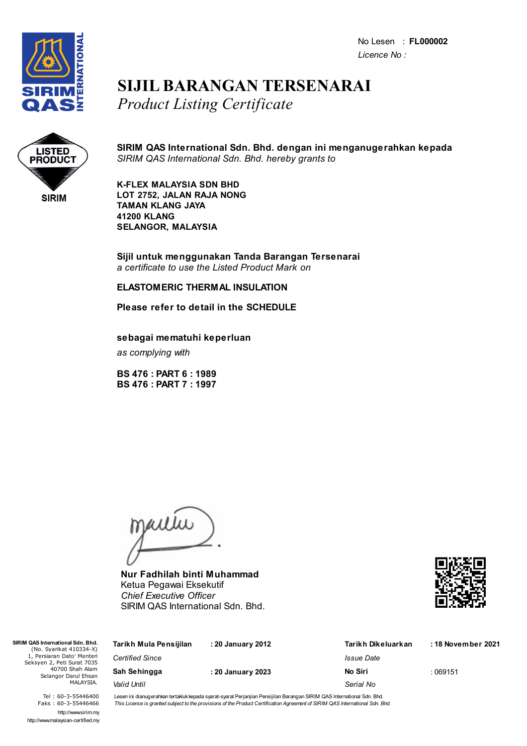No Lesen : **FL000002**
*Licence No :*

# SIJIL BARANGAN TERSENARAI
## *Product Listing Certificate*

LISTED PRODUCT
SIRIM

**SIRIM QAS International Sdn. Bhd. dengan ini menganugerahkan kepada**
*SIRIM QAS International Sdn. Bhd. hereby grants to*

**K-FLEX MALAYSIA SDN BHD**
**LOT 2752, JALAN RAJA NONG**
**TAMAN KLANG JAYA**
**41200 KLANG**
**SELANGOR, MALAYSIA**

**Sijil untuk menggunakan Tanda Barangan Tersenarai**
*a certificate to use the Listed Product Mark on*

**ELASTOMERIC THERMAL INSULATION**

**Please refer to detail in the SCHEDULE**

**sebagai mematuhi keperluan**
*as complying with*

**BS 476 : PART 6 : 1989**
**BS 476 : PART 7 : 1997**

**Nur Fadhilah binti Muhammad**
Ketua Pegawai Eksekutif
*Chief Executive Officer*
SIRIM QAS International Sdn. Bhd.

**SIRIM QAS International Sdn. Bhd.**
(No. Syarikat 410334-X)
1, Persiaran Dato' Menteri
Seksyen 2, Peti Surat 7035
40700 Shah Alam
Selangor Darul Ehsan
MALAYSIA.

Tel : 60-3-55446400
Faks : 60-3-55446466
http://www.sirim.my
http://www.malaysian-certified.my

| | | | |
|---|---|---|---|
| **Tarikh Mula Pensijilan** *Certified Since* | **: 20 January 2012** | **Tarikh Dikeluarkan** *Issue Date* | **: 18 November 2021** |
| **Sah Sehingga** *Valid Until* | **: 20 January 2023** | **No Siri** *Serial No* | : 069151 |

Lesen ini dianugerahkan tertakluk kepada syarat-syarat Perjanjian Pensijilan Barangan SIRIM QAS International Sdn. Bhd.
*This Licence is granted subject to the provisions of the Product Certification Agreement of SIRIM QAS International Sdn. Bhd.*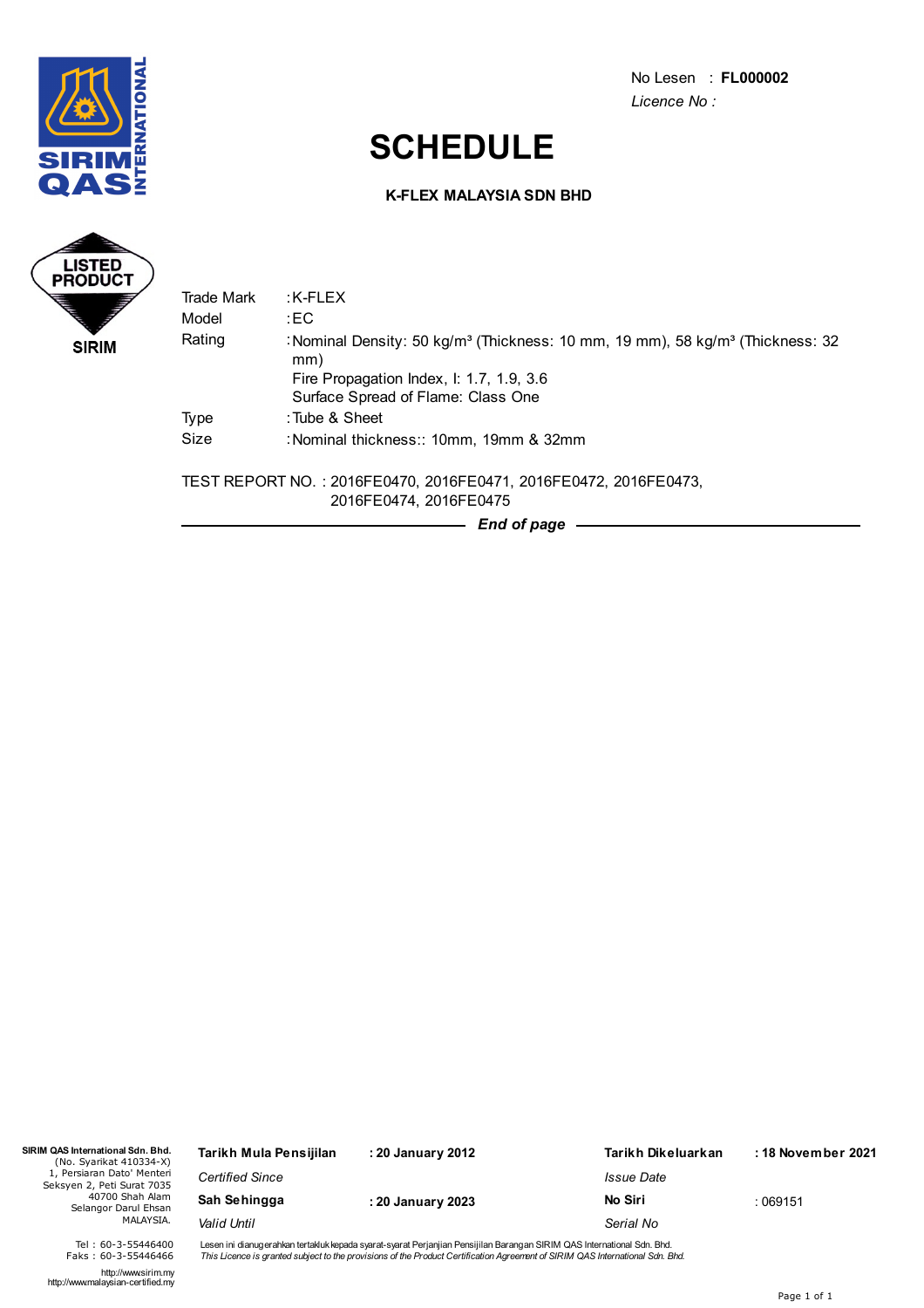No Lesen : **FL000002**
*Licence No :*

# SCHEDULE

**K-FLEX MALAYSIA SDN BHD**

LISTED PRODUCT
SIRIM

| | |
|---|---|
| Trade Mark | :K-FLEX |
| Model | :EC |
| Rating | :Nominal Density: 50 kg/m³ (Thickness: 10 mm, 19 mm), 58 kg/m³ (Thickness: 32 mm)<br>Fire Propagation Index, I: 1.7, 1.9, 3.6<br>Surface Spread of Flame: Class One |
| Type | :Tube & Sheet |
| Size | :Nominal thickness:: 10mm, 19mm & 32mm |

TEST REPORT NO. : 2016FE0470, 2016FE0471, 2016FE0472, 2016FE0473, 2016FE0474, 2016FE0475

***End of page***

**SIRIM QAS International Sdn. Bhd.**
(No. Syarikat 410334-X)
1, Persiaran Dato' Menteri
Seksyen 2, Peti Surat 7035
40700 Shah Alam
Selangor Darul Ehsan
MALAYSIA.

Tel : 60-3-55446400
Faks : 60-3-55446466

http://www.sirim.my
http://www.malaysian-certified.my

| | | | |
|---|---|---|---|
| **Tarikh Mula Pensijilan**<br>*Certified Since* | **: 20 January 2012** | **Tarikh Dikeluarkan**<br>*Issue Date* | **: 18 November 2021** |
| **Sah Sehingga**<br>*Valid Until* | **: 20 January 2023** | **No Siri**<br>*Serial No* | : 069151 |

Lesen ini dianugerahkan tertakluk kepada syarat-syarat Perjanjian Pensijilan Barangan SIRIM QAS International Sdn. Bhd.
*This Licence is granted subject to the provisions of the Product Certification Agreement of SIRIM QAS International Sdn. Bhd.*